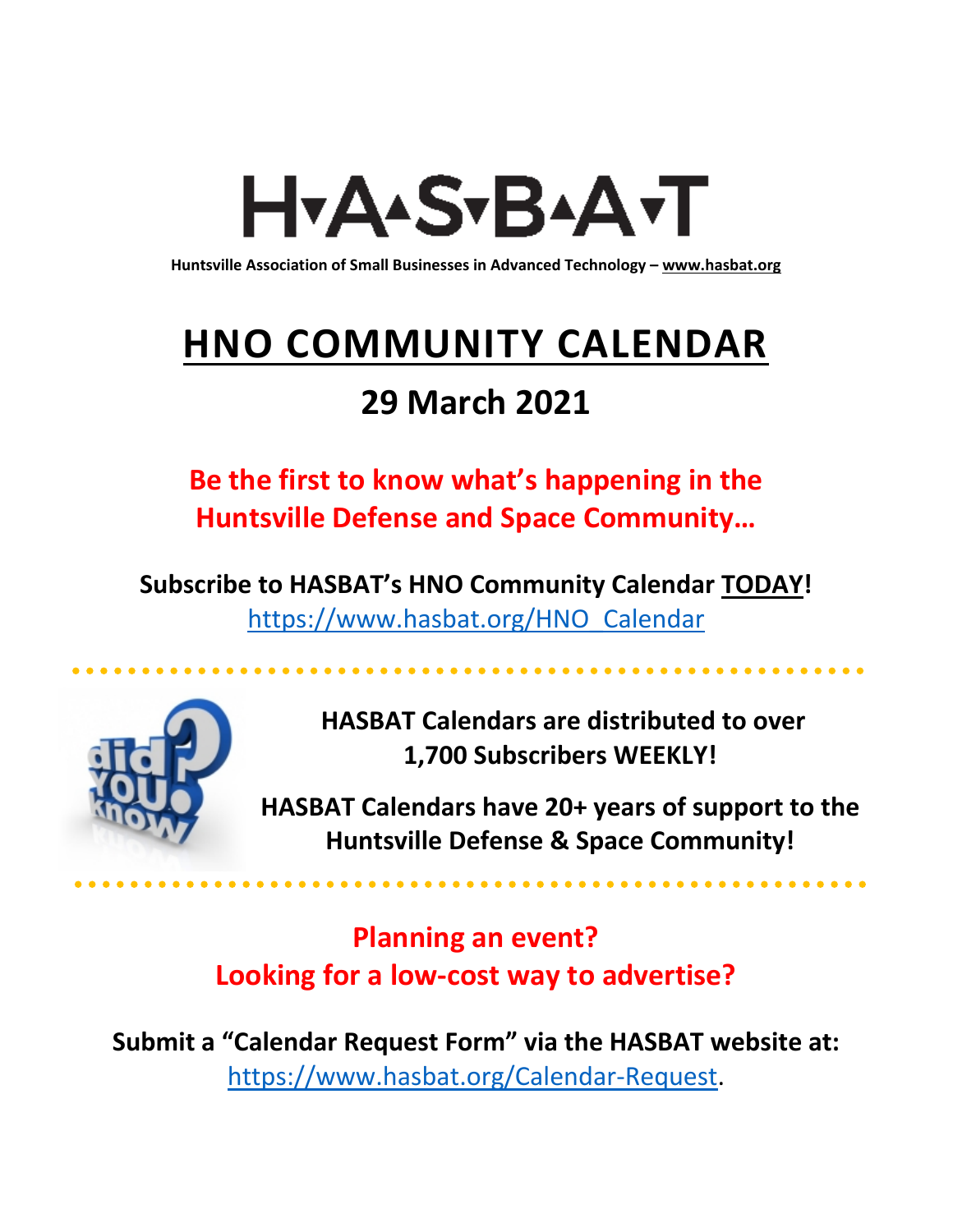# H▾A▴S▾B▴A▾T

**Huntsville Association of Small Businesses in Advanced Technology – www.hasbat.org**

# HNO COMMUNITY CALENDAR

## 29 March 2021

**Be the first to know what's happening in the Huntsville Defense and Space Community…**

**Subscribe to HASBAT's HNO Community Calendar TODAY!**
https://www.hasbat.org/HNO_Calendar

**HASBAT Calendars are distributed to over 1,700 Subscribers WEEKLY!**

**HASBAT Calendars have 20+ years of support to the Huntsville Defense & Space Community!**

**Planning an event?**
**Looking for a low-cost way to advertise?**

**Submit a "Calendar Request Form" via the HASBAT website at:**
https://www.hasbat.org/Calendar-Request.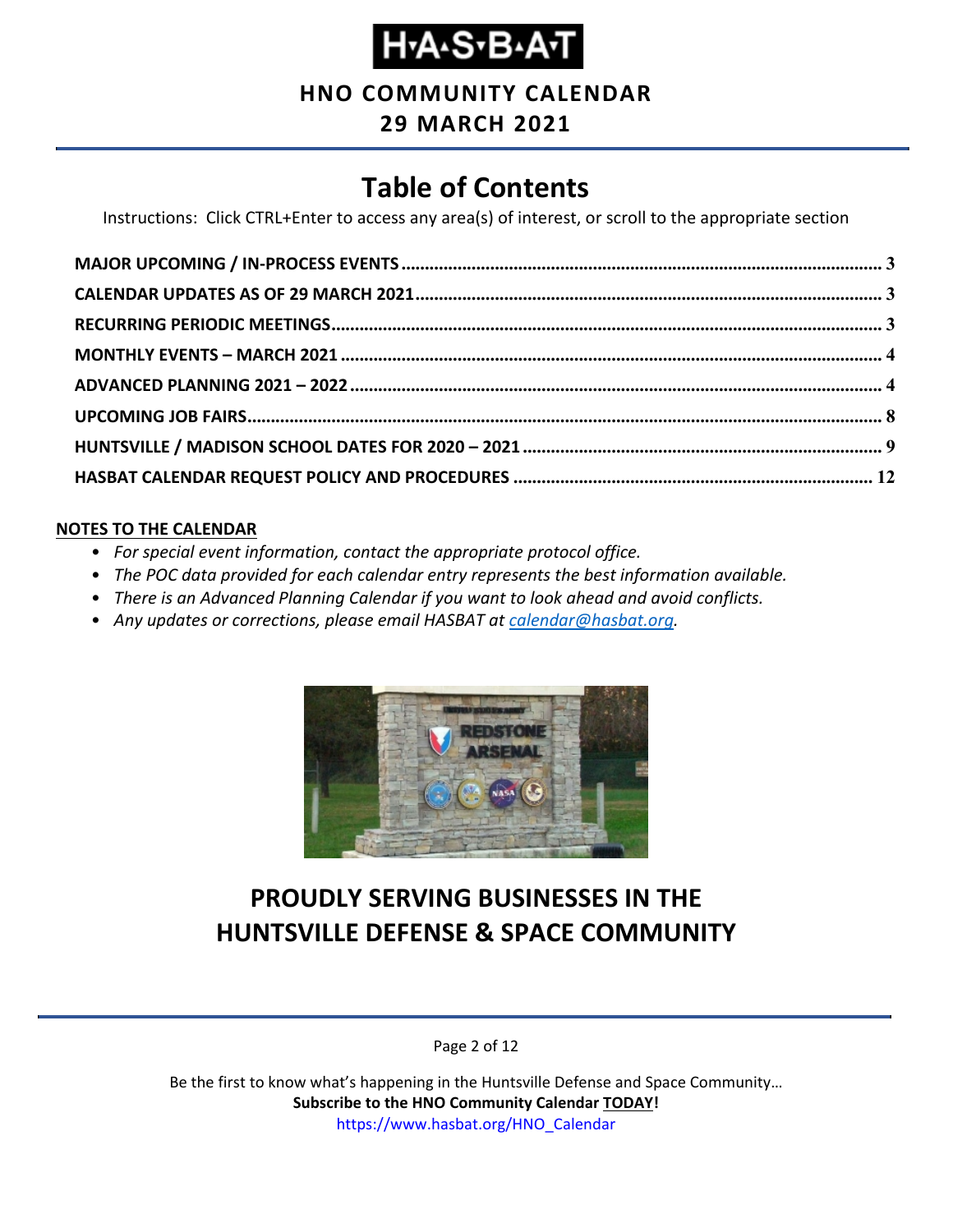# H·A·S·B·A·T

**HNO COMMUNITY CALENDAR**

**29 MARCH 2021**

## Table of Contents

Instructions: Click CTRL+Enter to access any area(s) of interest, or scroll to the appropriate section

- **MAJOR UPCOMING / IN-PROCESS EVENTS** ........ 3
- **CALENDAR UPDATES AS OF 29 MARCH 2021** ........ 3
- **RECURRING PERIODIC MEETINGS** ........ 3
- **MONTHLY EVENTS – MARCH 2021** ........ 4
- **ADVANCED PLANNING 2021 – 2022** ........ 4
- **UPCOMING JOB FAIRS** ........ 8
- **HUNTSVILLE / MADISON SCHOOL DATES FOR 2020 – 2021** ........ 9
- **HASBAT CALENDAR REQUEST POLICY AND PROCEDURES** ........ 12

**NOTES TO THE CALENDAR**

- *For special event information, contact the appropriate protocol office.*
- *The POC data provided for each calendar entry represents the best information available.*
- *There is an Advanced Planning Calendar if you want to look ahead and avoid conflicts.*
- *Any updates or corrections, please email HASBAT at calendar@hasbat.org.*

## PROUDLY SERVING BUSINESSES IN THE HUNTSVILLE DEFENSE & SPACE COMMUNITY

Be the first to know what's happening in the Huntsville Defense and Space Community…
**Subscribe to the HNO Community Calendar TODAY!**
https://www.hasbat.org/HNO_Calendar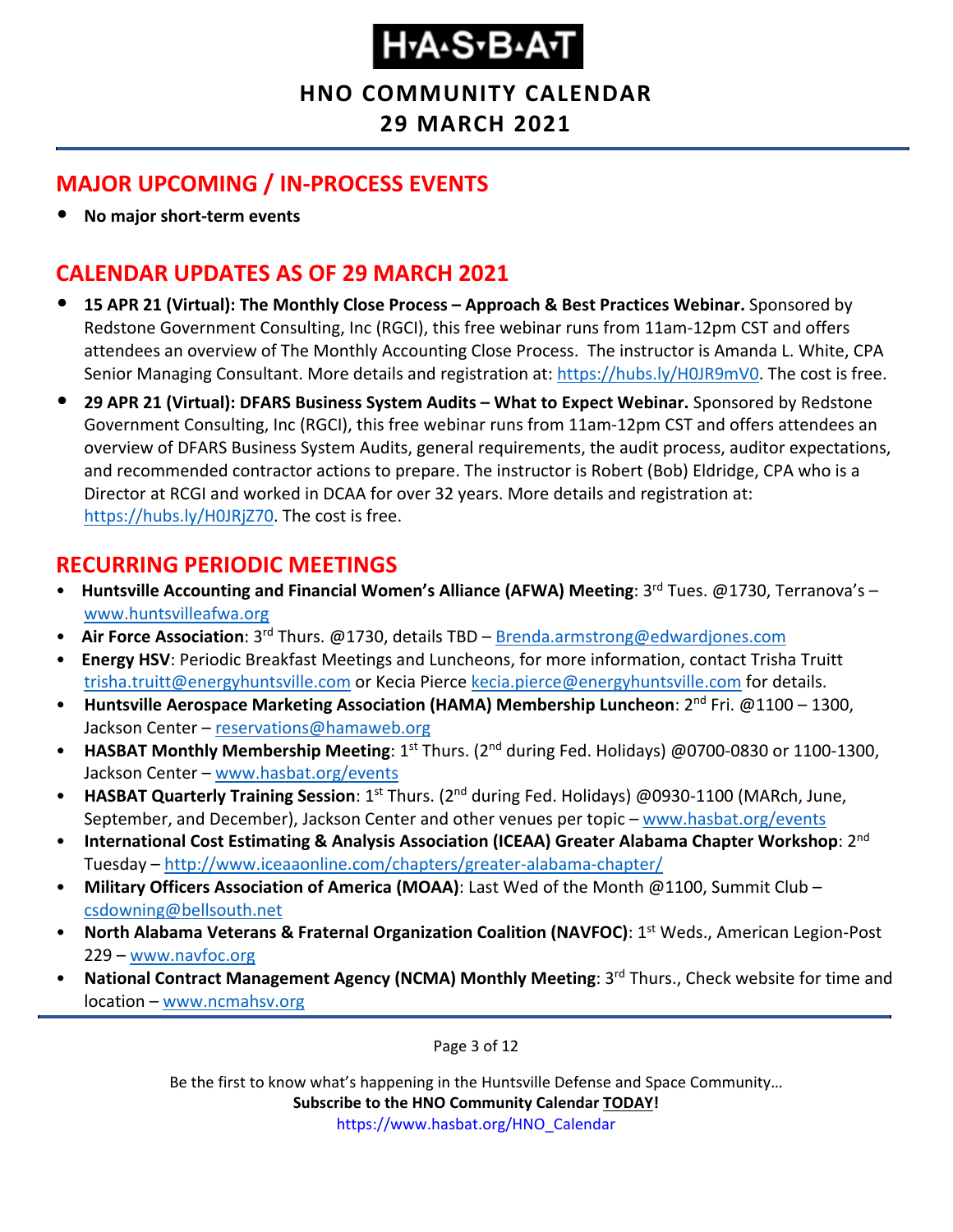# H·A·S·B·A·T

## HNO COMMUNITY CALENDAR

## 29 MARCH 2021

## MAJOR UPCOMING / IN-PROCESS EVENTS

- **No major short-term events**

## CALENDAR UPDATES AS OF 29 MARCH 2021

- **15 APR 21 (Virtual): The Monthly Close Process – Approach & Best Practices Webinar.** Sponsored by Redstone Government Consulting, Inc (RGCI), this free webinar runs from 11am-12pm CST and offers attendees an overview of The Monthly Accounting Close Process. The instructor is Amanda L. White, CPA Senior Managing Consultant. More details and registration at: https://hubs.ly/H0JR9mV0. The cost is free.
- **29 APR 21 (Virtual): DFARS Business System Audits – What to Expect Webinar.** Sponsored by Redstone Government Consulting, Inc (RGCI), this free webinar runs from 11am-12pm CST and offers attendees an overview of DFARS Business System Audits, general requirements, the audit process, auditor expectations, and recommended contractor actions to prepare. The instructor is Robert (Bob) Eldridge, CPA who is a Director at RCGI and worked in DCAA for over 32 years. More details and registration at: https://hubs.ly/H0JRjZ70. The cost is free.

## RECURRING PERIODIC MEETINGS

- **Huntsville Accounting and Financial Women's Alliance (AFWA) Meeting**: 3rd Tues. @1730, Terranova's – www.huntsvilleafwa.org
- **Air Force Association**: 3rd Thurs. @1730, details TBD – Brenda.armstrong@edwardjones.com
- **Energy HSV**: Periodic Breakfast Meetings and Luncheons, for more information, contact Trisha Truitt trisha.truitt@energyhuntsville.com or Kecia Pierce kecia.pierce@energyhuntsville.com for details.
- **Huntsville Aerospace Marketing Association (HAMA) Membership Luncheon**: 2nd Fri. @1100 – 1300, Jackson Center – reservations@hamaweb.org
- **HASBAT Monthly Membership Meeting**: 1st Thurs. (2nd during Fed. Holidays) @0700-0830 or 1100-1300, Jackson Center – www.hasbat.org/events
- **HASBAT Quarterly Training Session**: 1st Thurs. (2nd during Fed. Holidays) @0930-1100 (MARch, June, September, and December), Jackson Center and other venues per topic – www.hasbat.org/events
- **International Cost Estimating & Analysis Association (ICEAA) Greater Alabama Chapter Workshop**: 2nd Tuesday – http://www.iceaaonline.com/chapters/greater-alabama-chapter/
- **Military Officers Association of America (MOAA)**: Last Wed of the Month @1100, Summit Club – csdowning@bellsouth.net
- **North Alabama Veterans & Fraternal Organization Coalition (NAVFOC)**: 1st Weds., American Legion-Post 229 – www.navfoc.org
- **National Contract Management Agency (NCMA) Monthly Meeting**: 3rd Thurs., Check website for time and location – www.ncmahsv.org

Be the first to know what's happening in the Huntsville Defense and Space Community…
**Subscribe to the HNO Community Calendar TODAY!**
https://www.hasbat.org/HNO_Calendar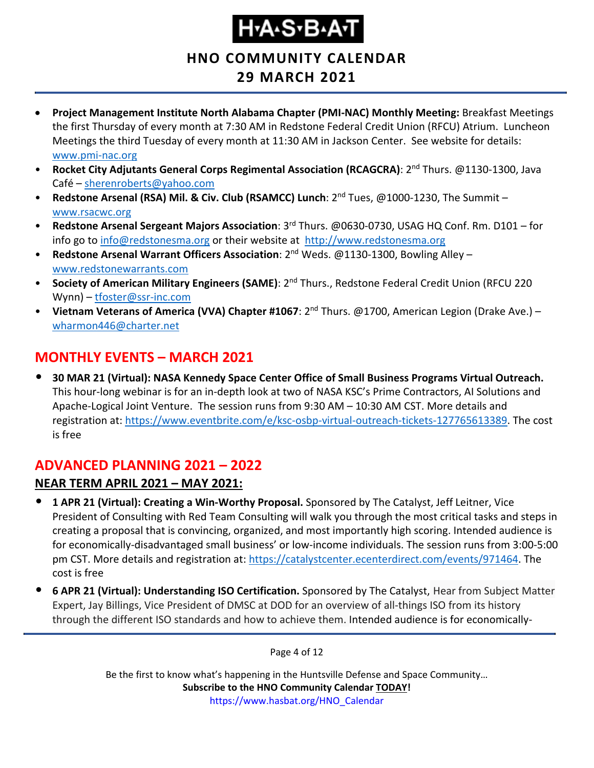- **Project Management Institute North Alabama Chapter (PMI-NAC) Monthly Meeting:** Breakfast Meetings the first Thursday of every month at 7:30 AM in Redstone Federal Credit Union (RFCU) Atrium. Luncheon Meetings the third Tuesday of every month at 11:30 AM in Jackson Center. See website for details: www.pmi-nac.org
- **Rocket City Adjutants General Corps Regimental Association (RCAGCRA)**: 2nd Thurs. @1130-1300, Java Café – sherenroberts@yahoo.com
- **Redstone Arsenal (RSA) Mil. & Civ. Club (RSAMCC) Lunch**: 2nd Tues, @1000-1230, The Summit – www.rsacwc.org
- **Redstone Arsenal Sergeant Majors Association**: 3rd Thurs. @0630-0730, USAG HQ Conf. Rm. D101 – for info go to info@redstonesma.org or their website at http://www.redstonesma.org
- **Redstone Arsenal Warrant Officers Association**: 2nd Weds. @1130-1300, Bowling Alley – www.redstonewarrants.com
- **Society of American Military Engineers (SAME)**: 2nd Thurs., Redstone Federal Credit Union (RFCU 220 Wynn) – tfoster@ssr-inc.com
- **Vietnam Veterans of America (VVA) Chapter #1067**: 2nd Thurs. @1700, American Legion (Drake Ave.) – wharmon446@charter.net

## MONTHLY EVENTS – MARCH 2021

- **30 MAR 21 (Virtual): NASA Kennedy Space Center Office of Small Business Programs Virtual Outreach.** This hour-long webinar is for an in-depth look at two of NASA KSC's Prime Contractors, AI Solutions and Apache-Logical Joint Venture. The session runs from 9:30 AM – 10:30 AM CST. More details and registration at: https://www.eventbrite.com/e/ksc-osbp-virtual-outreach-tickets-127765613389. The cost is free

## ADVANCED PLANNING 2021 – 2022

### NEAR TERM APRIL 2021 – MAY 2021:

- **1 APR 21 (Virtual): Creating a Win-Worthy Proposal.** Sponsored by The Catalyst, Jeff Leitner, Vice President of Consulting with Red Team Consulting will walk you through the most critical tasks and steps in creating a proposal that is convincing, organized, and most importantly high scoring. Intended audience is for economically-disadvantaged small business' or low-income individuals. The session runs from 3:00-5:00 pm CST. More details and registration at: https://catalystcenter.ecenterdirect.com/events/971464. The cost is free
- **6 APR 21 (Virtual): Understanding ISO Certification.** Sponsored by The Catalyst, Hear from Subject Matter Expert, Jay Billings, Vice President of DMSC at DOD for an overview of all-things ISO from its history through the different ISO standards and how to achieve them. Intended audience is for economically-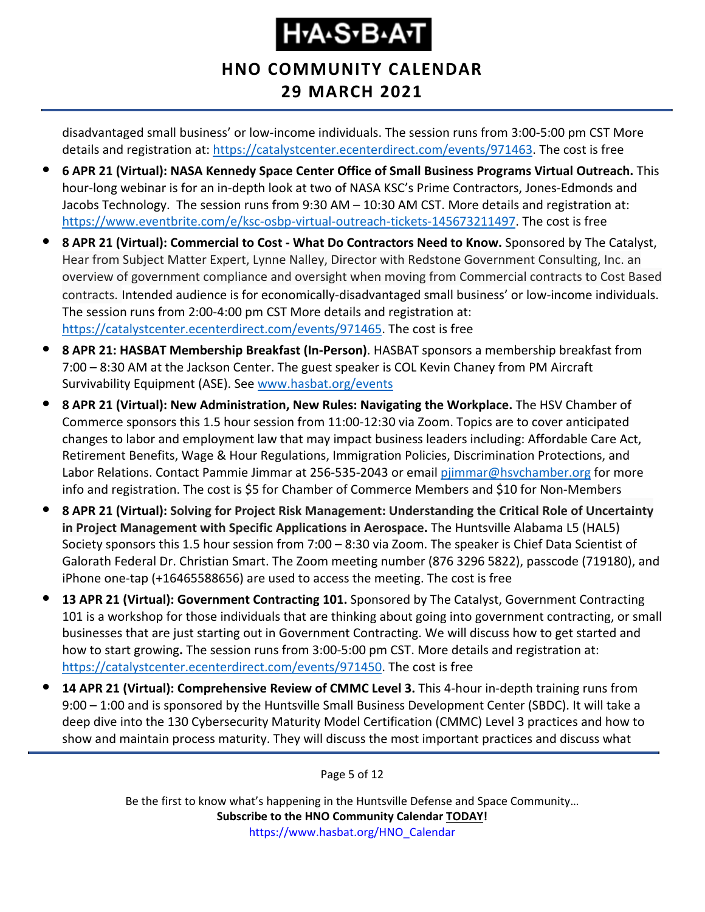disadvantaged small business' or low-income individuals. The session runs from 3:00-5:00 pm CST More details and registration at: https://catalystcenter.ecenterdirect.com/events/971463. The cost is free

- **6 APR 21 (Virtual): NASA Kennedy Space Center Office of Small Business Programs Virtual Outreach.** This hour-long webinar is for an in-depth look at two of NASA KSC's Prime Contractors, Jones-Edmonds and Jacobs Technology. The session runs from 9:30 AM – 10:30 AM CST. More details and registration at: https://www.eventbrite.com/e/ksc-osbp-virtual-outreach-tickets-145673211497. The cost is free
- **8 APR 21 (Virtual): Commercial to Cost - What Do Contractors Need to Know.** Sponsored by The Catalyst, Hear from Subject Matter Expert, Lynne Nalley, Director with Redstone Government Consulting, Inc. an overview of government compliance and oversight when moving from Commercial contracts to Cost Based contracts. Intended audience is for economically-disadvantaged small business' or low-income individuals. The session runs from 2:00-4:00 pm CST More details and registration at: https://catalystcenter.ecenterdirect.com/events/971465. The cost is free
- **8 APR 21: HASBAT Membership Breakfast (In-Person)**. HASBAT sponsors a membership breakfast from 7:00 – 8:30 AM at the Jackson Center. The guest speaker is COL Kevin Chaney from PM Aircraft Survivability Equipment (ASE). See www.hasbat.org/events
- **8 APR 21 (Virtual): New Administration, New Rules: Navigating the Workplace.** The HSV Chamber of Commerce sponsors this 1.5 hour session from 11:00-12:30 via Zoom. Topics are to cover anticipated changes to labor and employment law that may impact business leaders including: Affordable Care Act, Retirement Benefits, Wage & Hour Regulations, Immigration Policies, Discrimination Protections, and Labor Relations. Contact Pammie Jimmar at 256-535-2043 or email pjimmar@hsvchamber.org for more info and registration. The cost is $5 for Chamber of Commerce Members and $10 for Non-Members
- **8 APR 21 (Virtual): Solving for Project Risk Management: Understanding the Critical Role of Uncertainty in Project Management with Specific Applications in Aerospace.** The Huntsville Alabama L5 (HAL5) Society sponsors this 1.5 hour session from 7:00 – 8:30 via Zoom. The speaker is Chief Data Scientist of Galorath Federal Dr. Christian Smart. The Zoom meeting number (876 3296 5822), passcode (719180), and iPhone one-tap (+16465588656) are used to access the meeting. The cost is free
- **13 APR 21 (Virtual): Government Contracting 101.** Sponsored by The Catalyst, Government Contracting 101 is a workshop for those individuals that are thinking about going into government contracting, or small businesses that are just starting out in Government Contracting. We will discuss how to get started and how to start growing**.** The session runs from 3:00-5:00 pm CST. More details and registration at: https://catalystcenter.ecenterdirect.com/events/971450. The cost is free
- **14 APR 21 (Virtual): Comprehensive Review of CMMC Level 3.** This 4-hour in-depth training runs from 9:00 – 1:00 and is sponsored by the Huntsville Small Business Development Center (SBDC). It will take a deep dive into the 130 Cybersecurity Maturity Model Certification (CMMC) Level 3 practices and how to show and maintain process maturity. They will discuss the most important practices and discuss what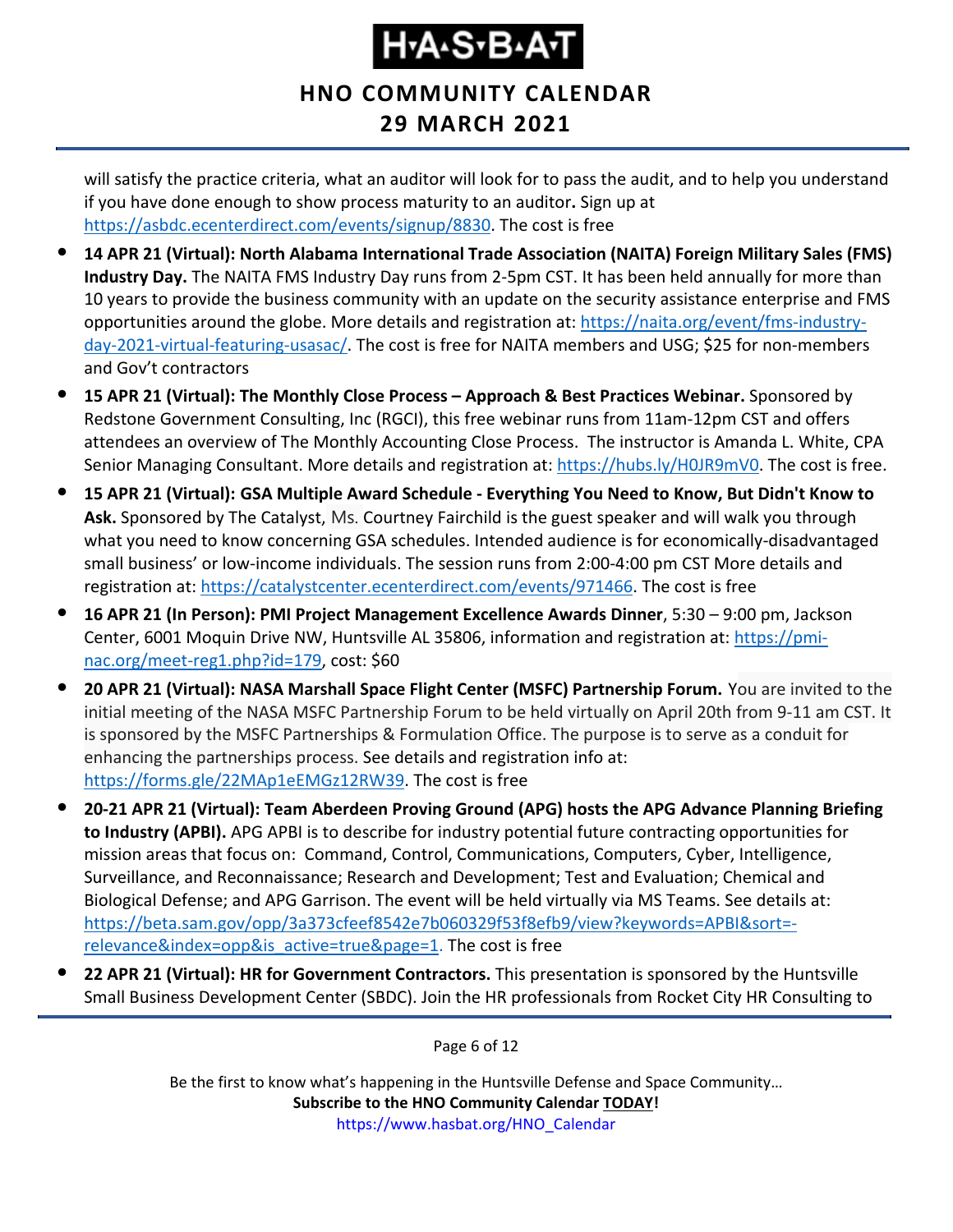will satisfy the practice criteria, what an auditor will look for to pass the audit, and to help you understand if you have done enough to show process maturity to an auditor**.** Sign up at https://asbdc.ecenterdirect.com/events/signup/8830. The cost is free

- **14 APR 21 (Virtual): North Alabama International Trade Association (NAITA) Foreign Military Sales (FMS) Industry Day.** The NAITA FMS Industry Day runs from 2-5pm CST. It has been held annually for more than 10 years to provide the business community with an update on the security assistance enterprise and FMS opportunities around the globe. More details and registration at: https://naita.org/event/fms-industry-day-2021-virtual-featuring-usasac/. The cost is free for NAITA members and USG; $25 for non-members and Gov't contractors
- **15 APR 21 (Virtual): The Monthly Close Process – Approach & Best Practices Webinar.** Sponsored by Redstone Government Consulting, Inc (RGCI), this free webinar runs from 11am-12pm CST and offers attendees an overview of The Monthly Accounting Close Process. The instructor is Amanda L. White, CPA Senior Managing Consultant. More details and registration at: https://hubs.ly/H0JR9mV0. The cost is free.
- **15 APR 21 (Virtual): GSA Multiple Award Schedule - Everything You Need to Know, But Didn't Know to Ask.** Sponsored by The Catalyst, Ms. Courtney Fairchild is the guest speaker and will walk you through what you need to know concerning GSA schedules. Intended audience is for economically-disadvantaged small business' or low-income individuals. The session runs from 2:00-4:00 pm CST More details and registration at: https://catalystcenter.ecenterdirect.com/events/971466. The cost is free
- **16 APR 21 (In Person): PMI Project Management Excellence Awards Dinner**, 5:30 – 9:00 pm, Jackson Center, 6001 Moquin Drive NW, Huntsville AL 35806, information and registration at: https://pmi-nac.org/meet-reg1.php?id=179, cost: $60
- **20 APR 21 (Virtual): NASA Marshall Space Flight Center (MSFC) Partnership Forum.** You are invited to the initial meeting of the NASA MSFC Partnership Forum to be held virtually on April 20th from 9-11 am CST. It is sponsored by the MSFC Partnerships & Formulation Office. The purpose is to serve as a conduit for enhancing the partnerships process. See details and registration info at: https://forms.gle/22MAp1eEMGz12RW39. The cost is free
- **20-21 APR 21 (Virtual): Team Aberdeen Proving Ground (APG) hosts the APG Advance Planning Briefing to Industry (APBI).** APG APBI is to describe for industry potential future contracting opportunities for mission areas that focus on: Command, Control, Communications, Computers, Cyber, Intelligence, Surveillance, and Reconnaissance; Research and Development; Test and Evaluation; Chemical and Biological Defense; and APG Garrison. The event will be held virtually via MS Teams. See details at: https://beta.sam.gov/opp/3a373cfeef8542e7b060329f53f8efb9/view?keywords=APBI&sort=-relevance&index=opp&is_active=true&page=1. The cost is free
- **22 APR 21 (Virtual): HR for Government Contractors.** This presentation is sponsored by the Huntsville Small Business Development Center (SBDC). Join the HR professionals from Rocket City HR Consulting to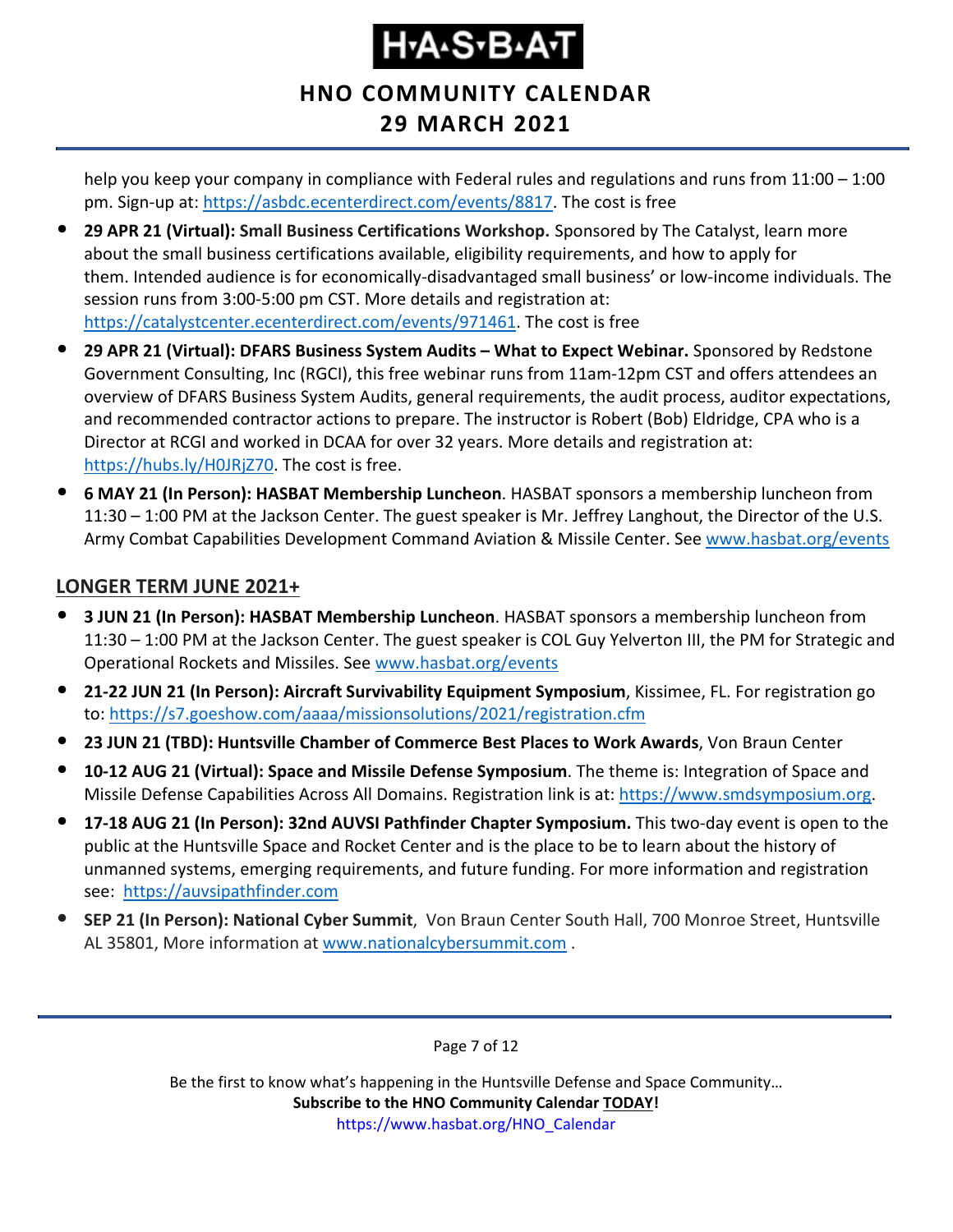help you keep your company in compliance with Federal rules and regulations and runs from 11:00 – 1:00 pm. Sign-up at: https://asbdc.ecenterdirect.com/events/8817. The cost is free

- **29 APR 21 (Virtual): Small Business Certifications Workshop.** Sponsored by The Catalyst, learn more about the small business certifications available, eligibility requirements, and how to apply for them. Intended audience is for economically-disadvantaged small business' or low-income individuals. The session runs from 3:00-5:00 pm CST. More details and registration at: https://catalystcenter.ecenterdirect.com/events/971461. The cost is free
- **29 APR 21 (Virtual): DFARS Business System Audits – What to Expect Webinar.** Sponsored by Redstone Government Consulting, Inc (RGCI), this free webinar runs from 11am-12pm CST and offers attendees an overview of DFARS Business System Audits, general requirements, the audit process, auditor expectations, and recommended contractor actions to prepare. The instructor is Robert (Bob) Eldridge, CPA who is a Director at RCGI and worked in DCAA for over 32 years. More details and registration at: https://hubs.ly/H0JRjZ70. The cost is free.
- **6 MAY 21 (In Person): HASBAT Membership Luncheon**. HASBAT sponsors a membership luncheon from 11:30 – 1:00 PM at the Jackson Center. The guest speaker is Mr. Jeffrey Langhout, the Director of the U.S. Army Combat Capabilities Development Command Aviation & Missile Center. See www.hasbat.org/events

## LONGER TERM JUNE 2021+

- **3 JUN 21 (In Person): HASBAT Membership Luncheon**. HASBAT sponsors a membership luncheon from 11:30 – 1:00 PM at the Jackson Center. The guest speaker is COL Guy Yelverton III, the PM for Strategic and Operational Rockets and Missiles. See www.hasbat.org/events
- **21-22 JUN 21 (In Person): Aircraft Survivability Equipment Symposium**, Kissimee, FL. For registration go to: https://s7.goeshow.com/aaaa/missionsolutions/2021/registration.cfm
- **23 JUN 21 (TBD): Huntsville Chamber of Commerce Best Places to Work Awards**, Von Braun Center
- **10-12 AUG 21 (Virtual): Space and Missile Defense Symposium**. The theme is: Integration of Space and Missile Defense Capabilities Across All Domains. Registration link is at: https://www.smdsymposium.org.
- **17-18 AUG 21 (In Person): 32nd AUVSI Pathfinder Chapter Symposium.** This two-day event is open to the public at the Huntsville Space and Rocket Center and is the place to be to learn about the history of unmanned systems, emerging requirements, and future funding. For more information and registration see: https://auvsipathfinder.com
- **SEP 21 (In Person): National Cyber Summit**, Von Braun Center South Hall, 700 Monroe Street, Huntsville AL 35801, More information at www.nationalcybersummit.com .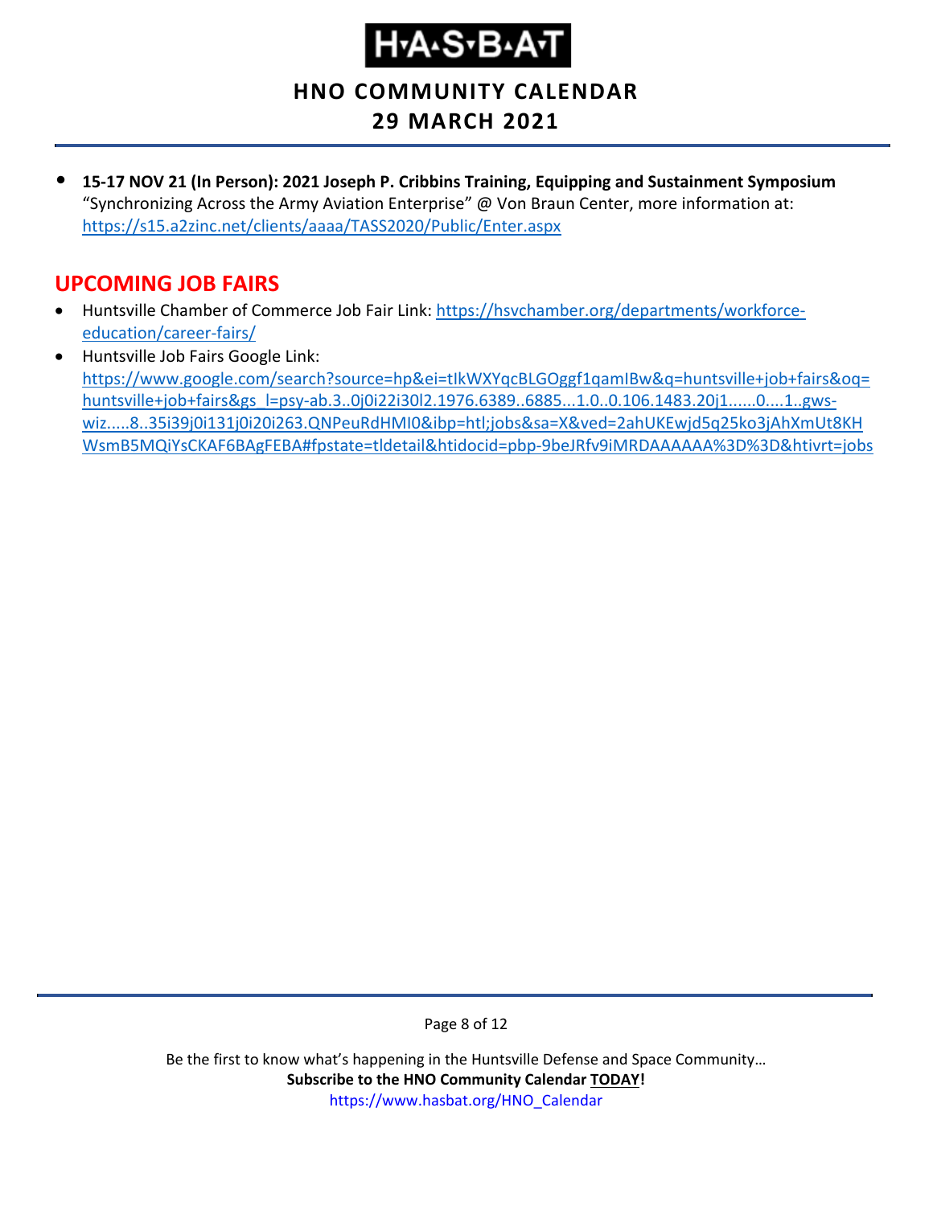- **15-17 NOV 21 (In Person): 2021 Joseph P. Cribbins Training, Equipping and Sustainment Symposium** "Synchronizing Across the Army Aviation Enterprise" @ Von Braun Center, more information at: https://s15.a2zinc.net/clients/aaaa/TASS2020/Public/Enter.aspx

## UPCOMING JOB FAIRS

- Huntsville Chamber of Commerce Job Fair Link: https://hsvchamber.org/departments/workforce-education/career-fairs/
- Huntsville Job Fairs Google Link: https://www.google.com/search?source=hp&ei=tIkWXYqcBLGOggf1qamIBw&q=huntsville+job+fairs&oq=huntsville+job+fairs&gs_l=psy-ab.3..0j0i22i30l2.1976.6389..6885...1.0..0.106.1483.20j1......0....1..gws-wiz.....8..35i39j0i131j0i20i263.QNPeuRdHMI0&ibp=htl;jobs&sa=X&ved=2ahUKEwjd5q25ko3jAhXmUt8KHWsmB5MQiYsCKAF6BAgFEBA#fpstate=tldetail&htidocid=pbp-9beJRfv9iMRDAAAAAA%3D%3D&htivrt=jobs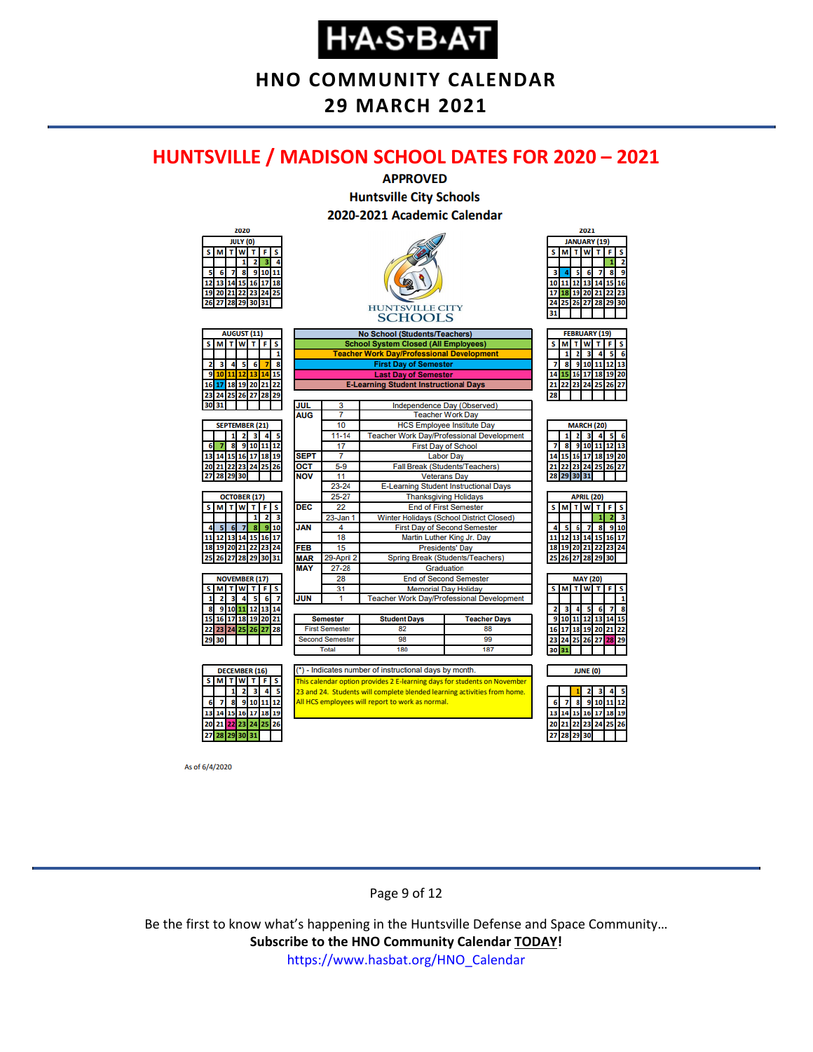# HUNTSVILLE / MADISON SCHOOL DATES FOR 2020 – 2021

**APPROVED**
**Huntsville City Schools**
**2020-2021 Academic Calendar**

HUNTSVILLE CITY SCHOOLS

| Legend |
|---|
| No School (Students/Teachers) |
| School System Closed (All Employees) |
| Teacher Work Day/Professional Development |
| First Day of Semester |
| Last Day of Semester |
| E-Learning Student Instructional Days |

| Month | Date | Event |
|---|---|---|
| JUL | 3 | Independence Day (Observed) |
| AUG | 7 | Teacher Work Day |
| | 10 | HCS Employee Insitute Day |
| | 11-14 | Teacher Work Day/Professional Development |
| | 17 | First Day of School |
| SEPT | 7 | Labor Day |
| OCT | 5-9 | Fall Break (Students/Teachers) |
| NOV | 11 | Veterans Day |
| | 23-24 | E-Learning Student Instructional Days |
| | 25-27 | Thanksgiving Holidays |
| DEC | 22 | End of First Semester |
| | 23-Jan 1 | Winter Holidays (School District Closed) |
| JAN | 4 | First Day of Second Semester |
| | 18 | Martin Luther King Jr. Day |
| FEB | 15 | Presidents' Day |
| MAR | 29-April 2 | Spring Break (Students/Teachers) |
| MAY | 27-28 | Graduation |
| | 28 | End of Second Semester |
| | 31 | Memorial Day Holiday |
| JUN | 1 | Teacher Work Day/Professional Development |

| Semester | Student Days | Teacher Days |
|---|---|---|
| First Semester | 82 | 88 |
| Second Semester | 98 | 99 |
| Total | 180 | 187 |

(*) - Indicates number of instructional days by month.

This calendar option provides 2 E-learning days for students on November 23 and 24. Students will complete blended learning activities from home. All HCS employees will report to work as normal.

**2020 / 2021 instructional days by month:** July (0), August (11), September (21), October (17), November (17), December (16), January (19), February (19), March (20), April (20), May (20), June (0)

As of 6/4/2020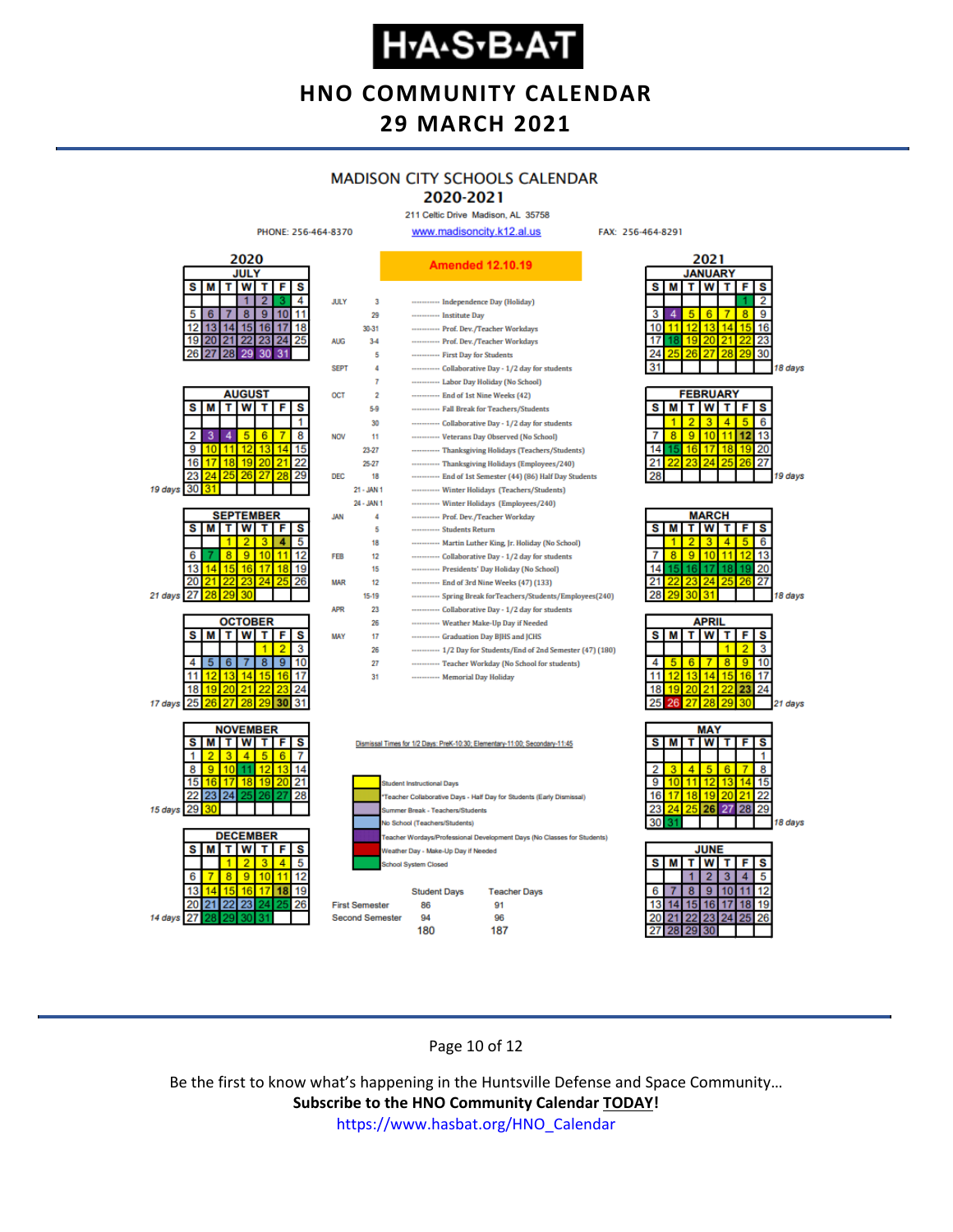# H·A·S·B·A·T

## HNO COMMUNITY CALENDAR
## 29 MARCH 2021

### MADISON CITY SCHOOLS CALENDAR
### 2020-2021

211 Celtic Drive Madison, AL 35758

PHONE: 256-464-8370 www.madisoncity.k12.al.us FAX: 256-464-8291

**Amended 12.10.19**

| Month | Date | Event |
|---|---|---|
| JULY | 3 | Independence Day (Holiday) |
| | 29 | Institute Day |
| | 30-31 | Prof. Dev./Teacher Workdays |
| AUG | 3-4 | Prof. Dev./Teacher Workdays |
| | 5 | First Day for Students |
| SEPT | 4 | Collaborative Day - 1/2 day for students |
| | 7 | Labor Day Holiday (No School) |
| OCT | 2 | End of 1st Nine Weeks (42) |
| | 5-9 | Fall Break for Teachers/Students |
| | 30 | Collaborative Day - 1/2 day for students |
| NOV | 11 | Veterans Day Observed (No School) |
| | 23-27 | Thanksgiving Holidays (Teachers/Students) |
| | 25-27 | Thanksgiving Holidays (Employees/240) |
| DEC | 18 | End of 1st Semester (44) (86) Half Day Students |
| | 21 - JAN 1 | Winter Holidays (Teachers/Students) |
| | 24 - JAN 1 | Winter Holidays (Employees/240) |
| JAN | 4 | Prof. Dev./Teacher Workday |
| | 5 | Students Return |
| | 18 | Martin Luther King, Jr. Holiday (No School) |
| FEB | 12 | Collaborative Day - 1/2 day for students |
| | 15 | Presidents' Day Holiday (No School) |
| MAR | 12 | End of 3rd Nine Weeks (47) (133) |
| | 15-19 | Spring Break for Teachers/Students/Employees(240) |
| APR | 23 | Collaborative Day - 1/2 day for students |
| | 26 | Weather Make-Up Day if Needed |
| MAY | 17 | Graduation Day BJHS and JCHS |
| | 26 | 1/2 Day for Students/End of 2nd Semester (47) (180) |
| | 27 | Teacher Workday (No School for students) |
| | 31 | Memorial Day Holiday |

Instructional days per month: August 19 days; September 21 days; October 17 days; November 15 days; December 14 days; January 18 days; February 19 days; March 18 days; April 21 days; May 18 days.

Dismissal Times for 1/2 Days: PreK-10:30; Elementary-11:00; Secondary-11:45

**Legend:**
- Student Instructional Days
- *Teacher Collaborative Days - Half Day for Students (Early Dismissal)
- Summer Break - Teachers/Students
- No School (Teachers/Students)
- Teacher Wordays/Professional Development Days (No Classes for Students)
- Weather Day - Make-Up Day if Needed
- School System Closed

| | Student Days | Teacher Days |
|---|---|---|
| First Semester | 86 | 91 |
| Second Semester | 94 | 96 |
| | 180 | 187 |

Be the first to know what's happening in the Huntsville Defense and Space Community…

**Subscribe to the HNO Community Calendar TODAY!**

https://www.hasbat.org/HNO_Calendar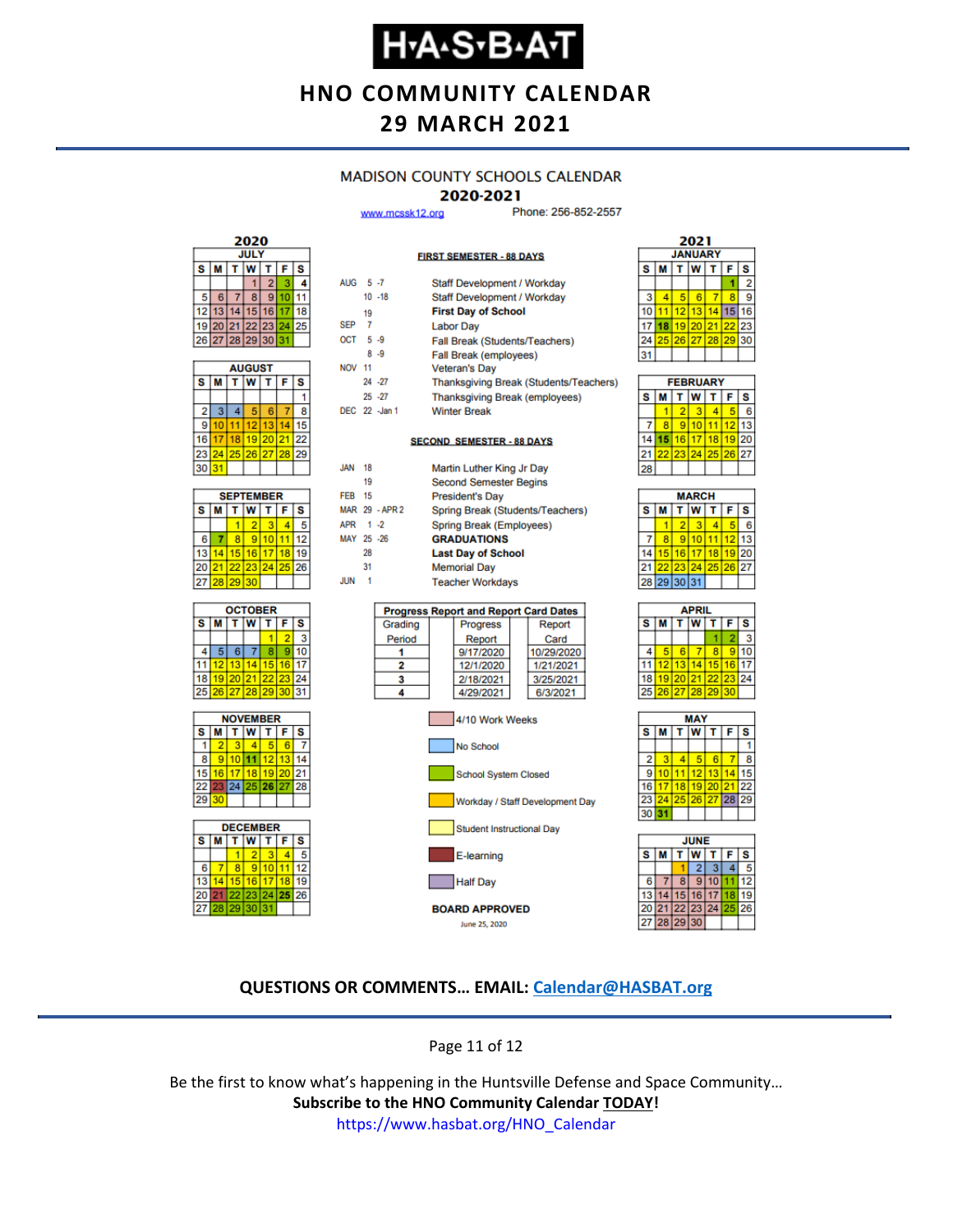# H·A·S·B·A·T

## HNO COMMUNITY CALENDAR
## 29 MARCH 2021

### MADISON COUNTY SCHOOLS CALENDAR
### 2020-2021

www.mcssk12.org Phone: 256-852-2557

**FIRST SEMESTER - 88 DAYS**

| | | |
|---|---|---|
| AUG | 5 -7 | Staff Development / Workday |
| | 10 -18 | Staff Development / Workday |
| | 19 | **First Day of School** |
| SEP | 7 | Labor Day |
| OCT | 5 -9 | Fall Break (Students/Teachers) |
| | 8 -9 | Fall Break (employees) |
| NOV | 11 | Veteran's Day |
| | 24 -27 | Thanksgiving Break (Students/Teachers) |
| | 25 -27 | Thanksgiving Break (employees) |
| DEC | 22 -Jan 1 | Winter Break |

**SECOND SEMESTER - 88 DAYS**

| | | |
|---|---|---|
| JAN | 18 | Martin Luther King Jr Day |
| | 19 | Second Semester Begins |
| FEB | 15 | President's Day |
| MAR | 29 - APR 2 | Spring Break (Students/Teachers) |
| APR | 1 -2 | Spring Break (Employees) |
| MAY | 25 -26 | **GRADUATIONS** |
| | 28 | **Last Day of School** |
| | 31 | Memorial Day |
| JUN | 1 | Teacher Workdays |

**Progress Report and Report Card Dates**

| Grading Period | Progress Report | Report Card |
|---|---|---|
| 1 | 9/17/2020 | 10/29/2020 |
| 2 | 12/1/2020 | 1/21/2021 |
| 3 | 2/18/2021 | 3/25/2021 |
| 4 | 4/29/2021 | 6/3/2021 |

Legend:
- 4/10 Work Weeks
- No School
- School System Closed
- Workday / Staff Development Day
- Student Instructional Day
- E-learning
- Half Day

**BOARD APPROVED**

June 25, 2020

**QUESTIONS OR COMMENTS… EMAIL: Calendar@HASBAT.org**

Be the first to know what's happening in the Huntsville Defense and Space Community…

**Subscribe to the HNO Community Calendar TODAY!**

https://www.hasbat.org/HNO_Calendar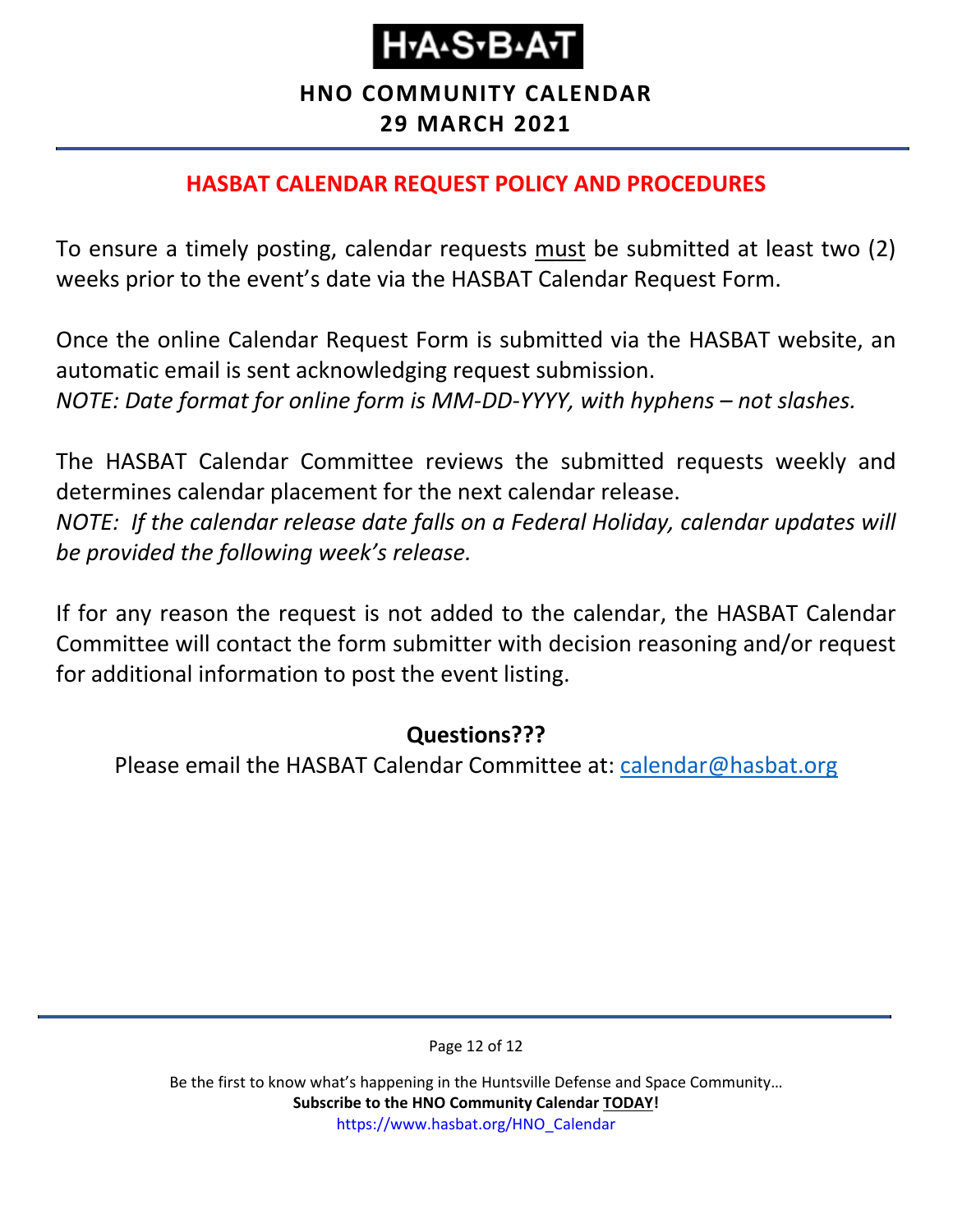# H·A·S·B·A·T

**HNO COMMUNITY CALENDAR**
**29 MARCH 2021**

## HASBAT CALENDAR REQUEST POLICY AND PROCEDURES

To ensure a timely posting, calendar requests must be submitted at least two (2) weeks prior to the event's date via the HASBAT Calendar Request Form.

Once the online Calendar Request Form is submitted via the HASBAT website, an automatic email is sent acknowledging request submission.
*NOTE: Date format for online form is MM-DD-YYYY, with hyphens – not slashes.*

The HASBAT Calendar Committee reviews the submitted requests weekly and determines calendar placement for the next calendar release.
*NOTE: If the calendar release date falls on a Federal Holiday, calendar updates will be provided the following week's release.*

If for any reason the request is not added to the calendar, the HASBAT Calendar Committee will contact the form submitter with decision reasoning and/or request for additional information to post the event listing.

**Questions???**

Please email the HASBAT Calendar Committee at: calendar@hasbat.org

Be the first to know what's happening in the Huntsville Defense and Space Community…
**Subscribe to the HNO Community Calendar TODAY!**
https://www.hasbat.org/HNO_Calendar